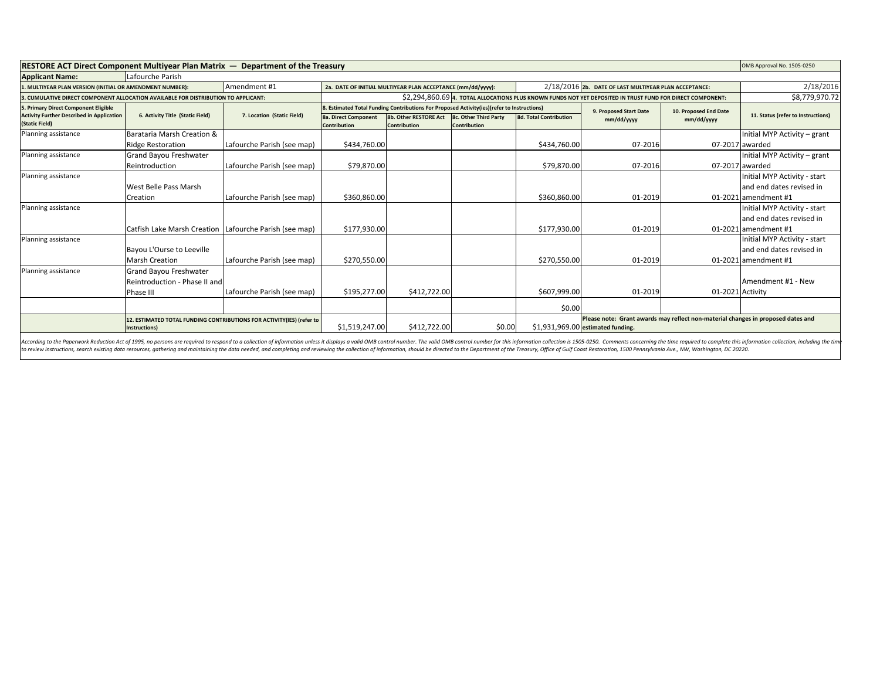## RESTORE ACT Direct Component Multiyear Plan Matrix — Department of the Treasury

OMB Approval No. 1505-0250

**Applicant Name:** Lafourche Parish

| | | | | | | | | | |
|---|---|---|---|---|---|---|---|---|---|
| **1. MULTIYEAR PLAN VERSION (INITIAL OR AMENDMENT NUMBER):** | | Amendment #1 | **2a. DATE OF INITIAL MULTIYEAR PLAN ACCEPTANCE (mm/dd/yyyy):** | | | 2/18/2016 | **2b. DATE OF LAST MULTIYEAR PLAN ACCEPTANCE:** | | 2/18/2016 |
| **3. CUMULATIVE DIRECT COMPONENT ALLOCATION AVAILABLE FOR DISTRIBUTION TO APPLICANT:** | | | | | | $2,294,860.69 | **4. TOTAL ALLOCATIONS PLUS KNOWN FUNDS NOT YET DEPOSITED IN TRUST FUND FOR DIRECT COMPONENT:** | | $8,779,970.72 |

| 5. Primary Direct Component Eligible Activity Further Described in Application (Static Field) | 6. Activity Title (Static Field) | 7. Location (Static Field) | 8. Estimated Total Funding Contributions For Proposed Activity(ies)(refer to Instructions) | | | | 9. Proposed Start Date mm/dd/yyyy | 10. Proposed End Date mm/dd/yyyy | 11. Status (refer to Instructions) |
|---|---|---|---|---|---|---|---|---|---|
| | | | 8a. Direct Component Contribution | 8b. Other RESTORE Act Contribution | 8c. Other Third Party Contribution | 8d. Total Contribution | | | |
| Planning assistance | Barataria Marsh Creation & Ridge Restoration | Lafourche Parish (see map) | $434,760.00 | | | $434,760.00 | 07-2016 | 07-2017 | Initial MYP Activity – grant awarded |
| Planning assistance | Grand Bayou Freshwater Reintroduction | Lafourche Parish (see map) | $79,870.00 | | | $79,870.00 | 07-2016 | 07-2017 | Initial MYP Activity – grant awarded |
| Planning assistance | West Belle Pass Marsh Creation | Lafourche Parish (see map) | $360,860.00 | | | $360,860.00 | 01-2019 | 01-2021 | Initial MYP Activity - start and end dates revised in amendment #1 |
| Planning assistance | Catfish Lake Marsh Creation | Lafourche Parish (see map) | $177,930.00 | | | $177,930.00 | 01-2019 | 01-2021 | Initial MYP Activity - start and end dates revised in amendment #1 |
| Planning assistance | Bayou L'Ourse to Leeville Marsh Creation | Lafourche Parish (see map) | $270,550.00 | | | $270,550.00 | 01-2019 | 01-2021 | Initial MYP Activity - start and end dates revised in amendment #1 |
| Planning assistance | Grand Bayou Freshwater Reintroduction - Phase II and Phase III | Lafourche Parish (see map) | $195,277.00 | $412,722.00 | | $607,999.00 | 01-2019 | 01-2021 | Amendment #1 - New Activity |
| | | | | | | $0.00 | | | |
| | 12. ESTIMATED TOTAL FUNDING CONTRIBUTIONS FOR ACTIVITY(IES) (refer to Instructions) | | $1,519,247.00 | $412,722.00 | $0.00 | $1,931,969.00 | Please note: Grant awards may reflect non-material changes in proposed dates and estimated funding. | | |

*According to the Paperwork Reduction Act of 1995, no persons are required to respond to a collection of information unless it displays a valid OMB control number. The valid OMB control number for this information collection is 1505-0250. Comments concerning the time required to complete this information collection, including the time to review instructions, search existing data resources, gathering and maintaining the data needed, and completing and reviewing the collection of information, should be directed to the Department of the Treasury, Office of Gulf Coast Restoration, 1500 Pennsylvania Ave., NW, Washington, DC 20220.*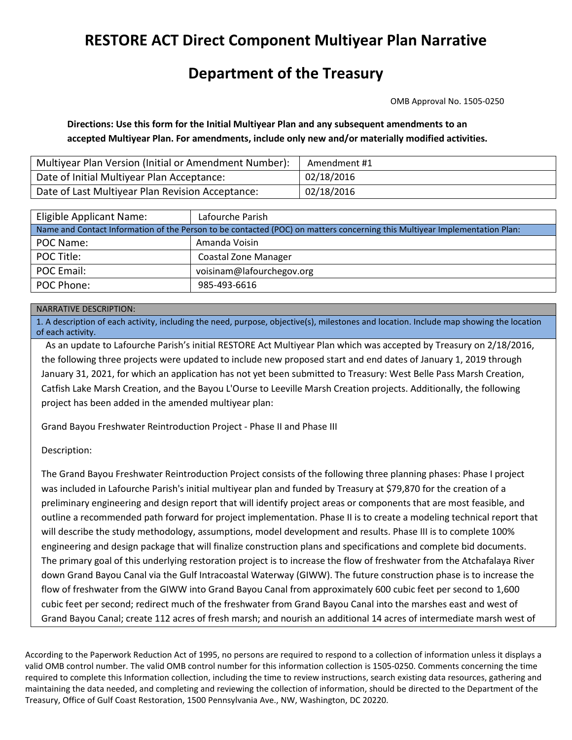# RESTORE ACT Direct Component Multiyear Plan Narrative

# Department of the Treasury

OMB Approval No. 1505-0250

**Directions: Use this form for the Initial Multiyear Plan and any subsequent amendments to an accepted Multiyear Plan. For amendments, include only new and/or materially modified activities.**

| | |
|---|---|
| Multiyear Plan Version (Initial or Amendment Number): | Amendment #1 |
| Date of Initial Multiyear Plan Acceptance: | 02/18/2016 |
| Date of Last Multiyear Plan Revision Acceptance: | 02/18/2016 |

| | |
|---|---|
| Eligible Applicant Name: | Lafourche Parish |
| Name and Contact Information of the Person to be contacted (POC) on matters concerning this Multiyear Implementation Plan: | |
| POC Name: | Amanda Voisin |
| POC Title: | Coastal Zone Manager |
| POC Email: | voisinam@lafourchegov.org |
| POC Phone: | 985-493-6616 |

NARRATIVE DESCRIPTION:

1. A description of each activity, including the need, purpose, objective(s), milestones and location. Include map showing the location of each activity.

As an update to Lafourche Parish's initial RESTORE Act Multiyear Plan which was accepted by Treasury on 2/18/2016, the following three projects were updated to include new proposed start and end dates of January 1, 2019 through January 31, 2021, for which an application has not yet been submitted to Treasury: West Belle Pass Marsh Creation, Catfish Lake Marsh Creation, and the Bayou L'Ourse to Leeville Marsh Creation projects. Additionally, the following project has been added in the amended multiyear plan:

Grand Bayou Freshwater Reintroduction Project - Phase II and Phase III

Description:

The Grand Bayou Freshwater Reintroduction Project consists of the following three planning phases: Phase I project was included in Lafourche Parish's initial multiyear plan and funded by Treasury at $79,870 for the creation of a preliminary engineering and design report that will identify project areas or components that are most feasible, and outline a recommended path forward for project implementation. Phase II is to create a modeling technical report that will describe the study methodology, assumptions, model development and results. Phase III is to complete 100% engineering and design package that will finalize construction plans and specifications and complete bid documents. The primary goal of this underlying restoration project is to increase the flow of freshwater from the Atchafalaya River down Grand Bayou Canal via the Gulf Intracoastal Waterway (GIWW). The future construction phase is to increase the flow of freshwater from the GIWW into Grand Bayou Canal from approximately 600 cubic feet per second to 1,600 cubic feet per second; redirect much of the freshwater from Grand Bayou Canal into the marshes east and west of Grand Bayou Canal; create 112 acres of fresh marsh; and nourish an additional 14 acres of intermediate marsh west of

According to the Paperwork Reduction Act of 1995, no persons are required to respond to a collection of information unless it displays a valid OMB control number. The valid OMB control number for this information collection is 1505-0250. Comments concerning the time required to complete this Information collection, including the time to review instructions, search existing data resources, gathering and maintaining the data needed, and completing and reviewing the collection of information, should be directed to the Department of the Treasury, Office of Gulf Coast Restoration, 1500 Pennsylvania Ave., NW, Washington, DC 20220.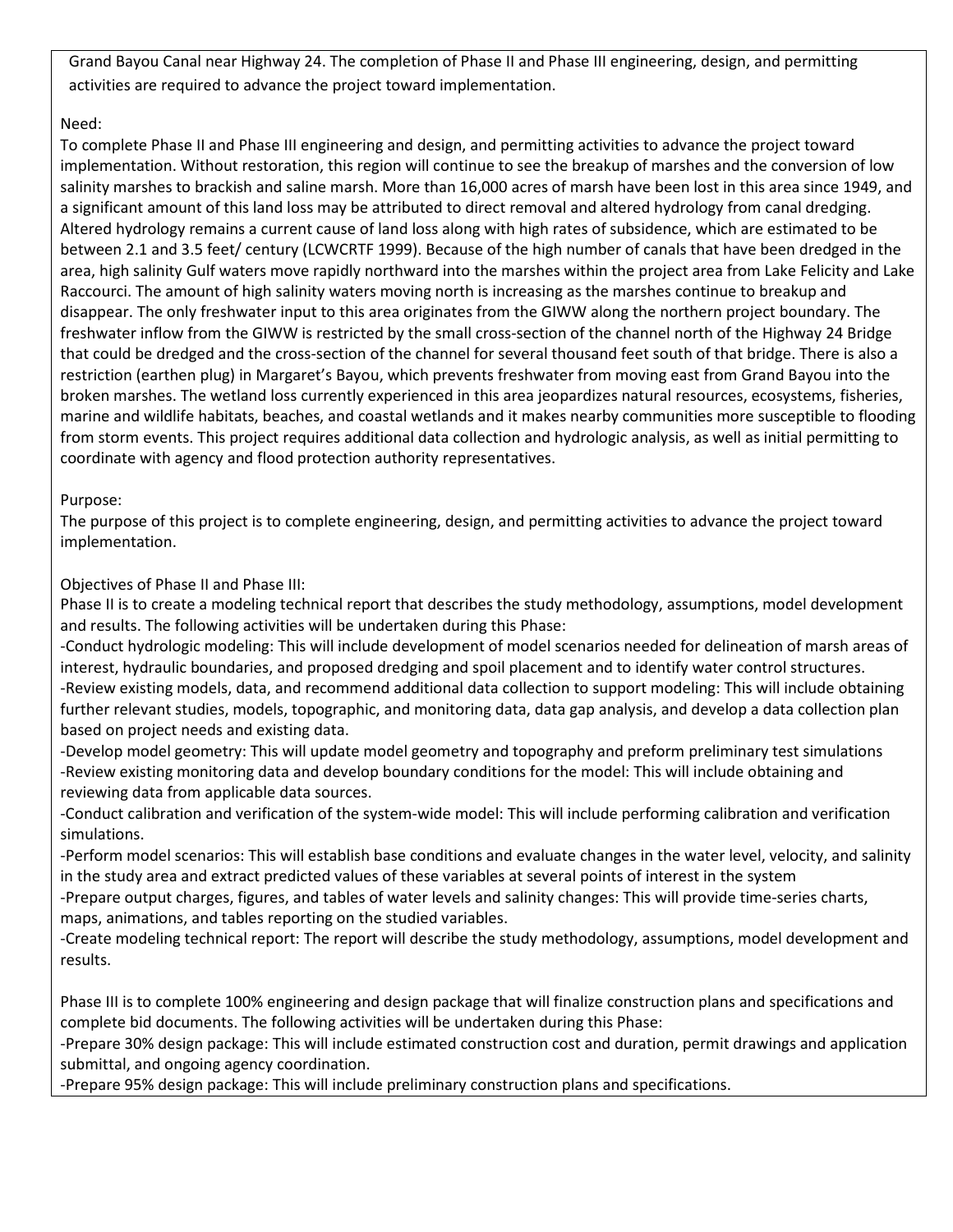Grand Bayou Canal near Highway 24. The completion of Phase II and Phase III engineering, design, and permitting activities are required to advance the project toward implementation.

Need:
To complete Phase II and Phase III engineering and design, and permitting activities to advance the project toward implementation. Without restoration, this region will continue to see the breakup of marshes and the conversion of low salinity marshes to brackish and saline marsh. More than 16,000 acres of marsh have been lost in this area since 1949, and a significant amount of this land loss may be attributed to direct removal and altered hydrology from canal dredging. Altered hydrology remains a current cause of land loss along with high rates of subsidence, which are estimated to be between 2.1 and 3.5 feet/ century (LCWCRTF 1999). Because of the high number of canals that have been dredged in the area, high salinity Gulf waters move rapidly northward into the marshes within the project area from Lake Felicity and Lake Raccourci. The amount of high salinity waters moving north is increasing as the marshes continue to breakup and disappear. The only freshwater input to this area originates from the GIWW along the northern project boundary. The freshwater inflow from the GIWW is restricted by the small cross-section of the channel north of the Highway 24 Bridge that could be dredged and the cross-section of the channel for several thousand feet south of that bridge. There is also a restriction (earthen plug) in Margaret's Bayou, which prevents freshwater from moving east from Grand Bayou into the broken marshes. The wetland loss currently experienced in this area jeopardizes natural resources, ecosystems, fisheries, marine and wildlife habitats, beaches, and coastal wetlands and it makes nearby communities more susceptible to flooding from storm events. This project requires additional data collection and hydrologic analysis, as well as initial permitting to coordinate with agency and flood protection authority representatives.

Purpose:
The purpose of this project is to complete engineering, design, and permitting activities to advance the project toward implementation.

Objectives of Phase II and Phase III:
Phase II is to create a modeling technical report that describes the study methodology, assumptions, model development and results. The following activities will be undertaken during this Phase:
-Conduct hydrologic modeling: This will include development of model scenarios needed for delineation of marsh areas of interest, hydraulic boundaries, and proposed dredging and spoil placement and to identify water control structures.
-Review existing models, data, and recommend additional data collection to support modeling: This will include obtaining further relevant studies, models, topographic, and monitoring data, data gap analysis, and develop a data collection plan based on project needs and existing data.
-Develop model geometry: This will update model geometry and topography and preform preliminary test simulations
-Review existing monitoring data and develop boundary conditions for the model: This will include obtaining and reviewing data from applicable data sources.
-Conduct calibration and verification of the system-wide model: This will include performing calibration and verification simulations.
-Perform model scenarios: This will establish base conditions and evaluate changes in the water level, velocity, and salinity in the study area and extract predicted values of these variables at several points of interest in the system
-Prepare output charges, figures, and tables of water levels and salinity changes: This will provide time-series charts, maps, animations, and tables reporting on the studied variables.
-Create modeling technical report: The report will describe the study methodology, assumptions, model development and results.

Phase III is to complete 100% engineering and design package that will finalize construction plans and specifications and complete bid documents. The following activities will be undertaken during this Phase:
-Prepare 30% design package: This will include estimated construction cost and duration, permit drawings and application submittal, and ongoing agency coordination.
-Prepare 95% design package: This will include preliminary construction plans and specifications.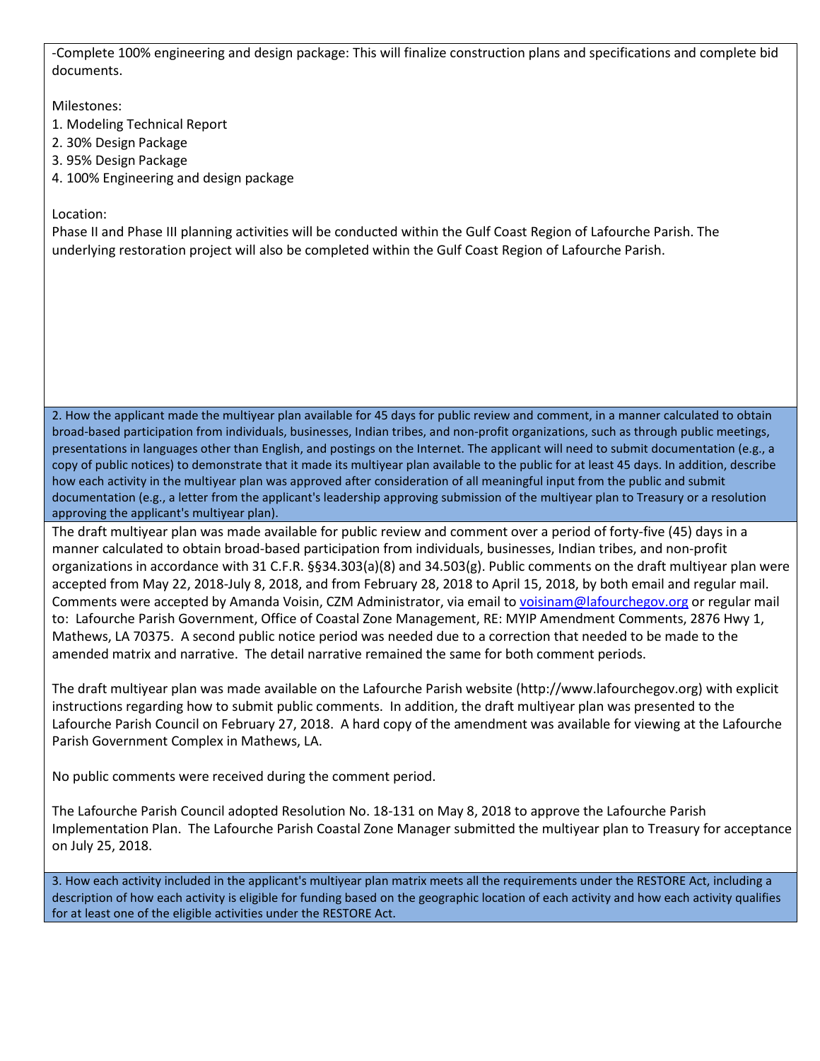-Complete 100% engineering and design package: This will finalize construction plans and specifications and complete bid documents.

Milestones:
1. Modeling Technical Report
2. 30% Design Package
3. 95% Design Package
4. 100% Engineering and design package

Location:
Phase II and Phase III planning activities will be conducted within the Gulf Coast Region of Lafourche Parish. The underlying restoration project will also be completed within the Gulf Coast Region of Lafourche Parish.

**2. How the applicant made the multiyear plan available for 45 days for public review and comment, in a manner calculated to obtain broad-based participation from individuals, businesses, Indian tribes, and non-profit organizations, such as through public meetings, presentations in languages other than English, and postings on the Internet. The applicant will need to submit documentation (e.g., a copy of public notices) to demonstrate that it made its multiyear plan available to the public for at least 45 days. In addition, describe how each activity in the multiyear plan was approved after consideration of all meaningful input from the public and submit documentation (e.g., a letter from the applicant's leadership approving submission of the multiyear plan to Treasury or a resolution approving the applicant's multiyear plan).**

The draft multiyear plan was made available for public review and comment over a period of forty-five (45) days in a manner calculated to obtain broad-based participation from individuals, businesses, Indian tribes, and non-profit organizations in accordance with 31 C.F.R. §§34.303(a)(8) and 34.503(g). Public comments on the draft multiyear plan were accepted from May 22, 2018-July 8, 2018, and from February 28, 2018 to April 15, 2018, by both email and regular mail. Comments were accepted by Amanda Voisin, CZM Administrator, via email to voisinam@lafourchegov.org or regular mail to: Lafourche Parish Government, Office of Coastal Zone Management, RE: MYIP Amendment Comments, 2876 Hwy 1, Mathews, LA 70375. A second public notice period was needed due to a correction that needed to be made to the amended matrix and narrative. The detail narrative remained the same for both comment periods.

The draft multiyear plan was made available on the Lafourche Parish website (http://www.lafourchegov.org) with explicit instructions regarding how to submit public comments. In addition, the draft multiyear plan was presented to the Lafourche Parish Council on February 27, 2018. A hard copy of the amendment was available for viewing at the Lafourche Parish Government Complex in Mathews, LA.

No public comments were received during the comment period.

The Lafourche Parish Council adopted Resolution No. 18-131 on May 8, 2018 to approve the Lafourche Parish Implementation Plan. The Lafourche Parish Coastal Zone Manager submitted the multiyear plan to Treasury for acceptance on July 25, 2018.

**3. How each activity included in the applicant's multiyear plan matrix meets all the requirements under the RESTORE Act, including a description of how each activity is eligible for funding based on the geographic location of each activity and how each activity qualifies for at least one of the eligible activities under the RESTORE Act.**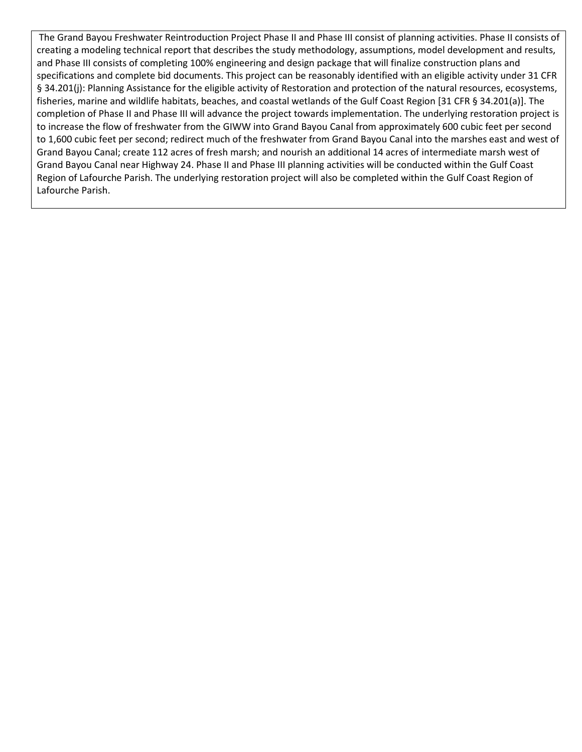The Grand Bayou Freshwater Reintroduction Project Phase II and Phase III consist of planning activities. Phase II consists of creating a modeling technical report that describes the study methodology, assumptions, model development and results, and Phase III consists of completing 100% engineering and design package that will finalize construction plans and specifications and complete bid documents. This project can be reasonably identified with an eligible activity under 31 CFR § 34.201(j): Planning Assistance for the eligible activity of Restoration and protection of the natural resources, ecosystems, fisheries, marine and wildlife habitats, beaches, and coastal wetlands of the Gulf Coast Region [31 CFR § 34.201(a)]. The completion of Phase II and Phase III will advance the project towards implementation. The underlying restoration project is to increase the flow of freshwater from the GIWW into Grand Bayou Canal from approximately 600 cubic feet per second to 1,600 cubic feet per second; redirect much of the freshwater from Grand Bayou Canal into the marshes east and west of Grand Bayou Canal; create 112 acres of fresh marsh; and nourish an additional 14 acres of intermediate marsh west of Grand Bayou Canal near Highway 24. Phase II and Phase III planning activities will be conducted within the Gulf Coast Region of Lafourche Parish. The underlying restoration project will also be completed within the Gulf Coast Region of Lafourche Parish.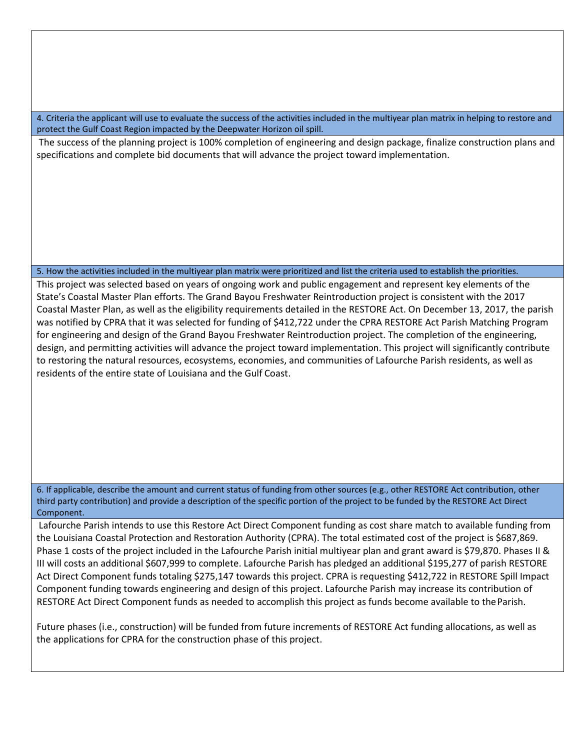**4. Criteria the applicant will use to evaluate the success of the activities included in the multiyear plan matrix in helping to restore and protect the Gulf Coast Region impacted by the Deepwater Horizon oil spill.**

The success of the planning project is 100% completion of engineering and design package, finalize construction plans and specifications and complete bid documents that will advance the project toward implementation.

**5. How the activities included in the multiyear plan matrix were prioritized and list the criteria used to establish the priorities.**

This project was selected based on years of ongoing work and public engagement and represent key elements of the State's Coastal Master Plan efforts. The Grand Bayou Freshwater Reintroduction project is consistent with the 2017 Coastal Master Plan, as well as the eligibility requirements detailed in the RESTORE Act. On December 13, 2017, the parish was notified by CPRA that it was selected for funding of $412,722 under the CPRA RESTORE Act Parish Matching Program for engineering and design of the Grand Bayou Freshwater Reintroduction project. The completion of the engineering, design, and permitting activities will advance the project toward implementation. This project will significantly contribute to restoring the natural resources, ecosystems, economies, and communities of Lafourche Parish residents, as well as residents of the entire state of Louisiana and the Gulf Coast.

**6. If applicable, describe the amount and current status of funding from other sources (e.g., other RESTORE Act contribution, other third party contribution) and provide a description of the specific portion of the project to be funded by the RESTORE Act Direct Component.**

Lafourche Parish intends to use this Restore Act Direct Component funding as cost share match to available funding from the Louisiana Coastal Protection and Restoration Authority (CPRA). The total estimated cost of the project is $687,869. Phase 1 costs of the project included in the Lafourche Parish initial multiyear plan and grant award is $79,870. Phases II & III will costs an additional $607,999 to complete. Lafourche Parish has pledged an additional $195,277 of parish RESTORE Act Direct Component funds totaling $275,147 towards this project. CPRA is requesting $412,722 in RESTORE Spill Impact Component funding towards engineering and design of this project. Lafourche Parish may increase its contribution of RESTORE Act Direct Component funds as needed to accomplish this project as funds become available to the Parish.

Future phases (i.e., construction) will be funded from future increments of RESTORE Act funding allocations, as well as the applications for CPRA for the construction phase of this project.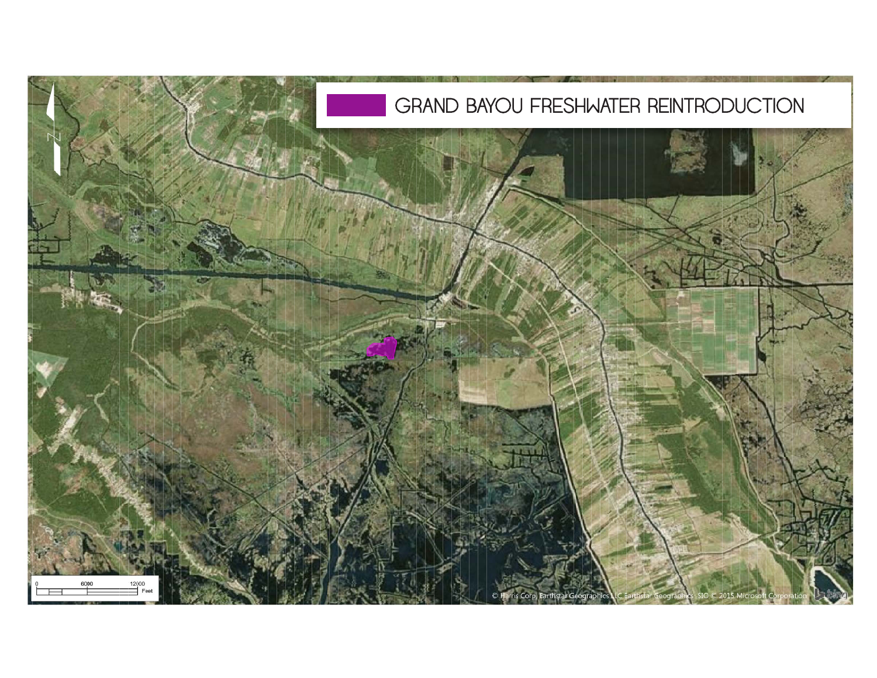GRAND BAYOU FRESHWATER REINTRODUCTION

N

0 6000 12000
Feet

© Harris Corp, Earthstar Geographics LLC Earthstar Geographics SIO © 2015 Microsoft Corporation